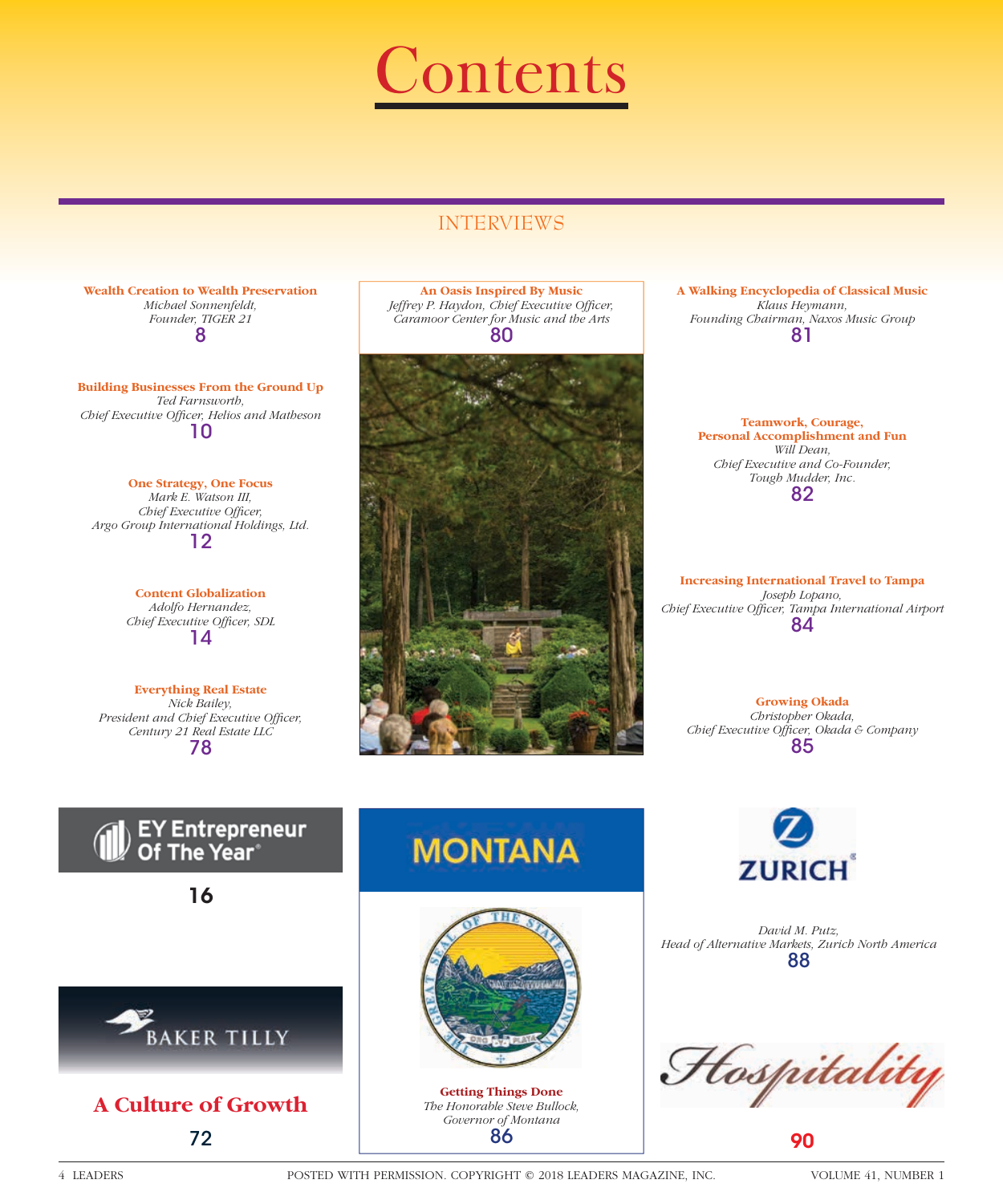# Contents

## INTERVIEWS

**Wealth Creation to Wealth Preservation**
*Michael Sonnenfeldt, Founder, TIGER 21*
8

**Building Businesses From the Ground Up**
*Ted Farnsworth, Chief Executive Officer, Helios and Matheson*
10

**One Strategy, One Focus**
*Mark E. Watson III, Chief Executive Officer, Argo Group International Holdings, Ltd.*
12

**Content Globalization**
*Adolfo Hernandez, Chief Executive Officer, SDL*
14

**Everything Real Estate**
*Nick Bailey, President and Chief Executive Officer, Century 21 Real Estate LLC*
78

**An Oasis Inspired By Music**
*Jeffrey P. Haydon, Chief Executive Officer, Caramoor Center for Music and the Arts*
80

**A Walking Encyclopedia of Classical Music**
*Klaus Heymann, Founding Chairman, Naxos Music Group*
81

**Teamwork, Courage, Personal Accomplishment and Fun**
*Will Dean, Chief Executive and Co-Founder, Tough Mudder, Inc.*
82

**Increasing International Travel to Tampa**
*Joseph Lopano, Chief Executive Officer, Tampa International Airport*
84

**Growing Okada**
*Christopher Okada, Chief Executive Officer, Okada & Company*
85

**EY Entrepreneur Of The Year®**
16

**BAKER TILLY**

**A Culture of Growth**
72

**MONTANA**

**Getting Things Done**
*The Honorable Steve Bullock, Governor of Montana*
86

**ZURICH**

*David M. Putz, Head of Alternative Markets, Zurich North America*
88

**Hospitality**
90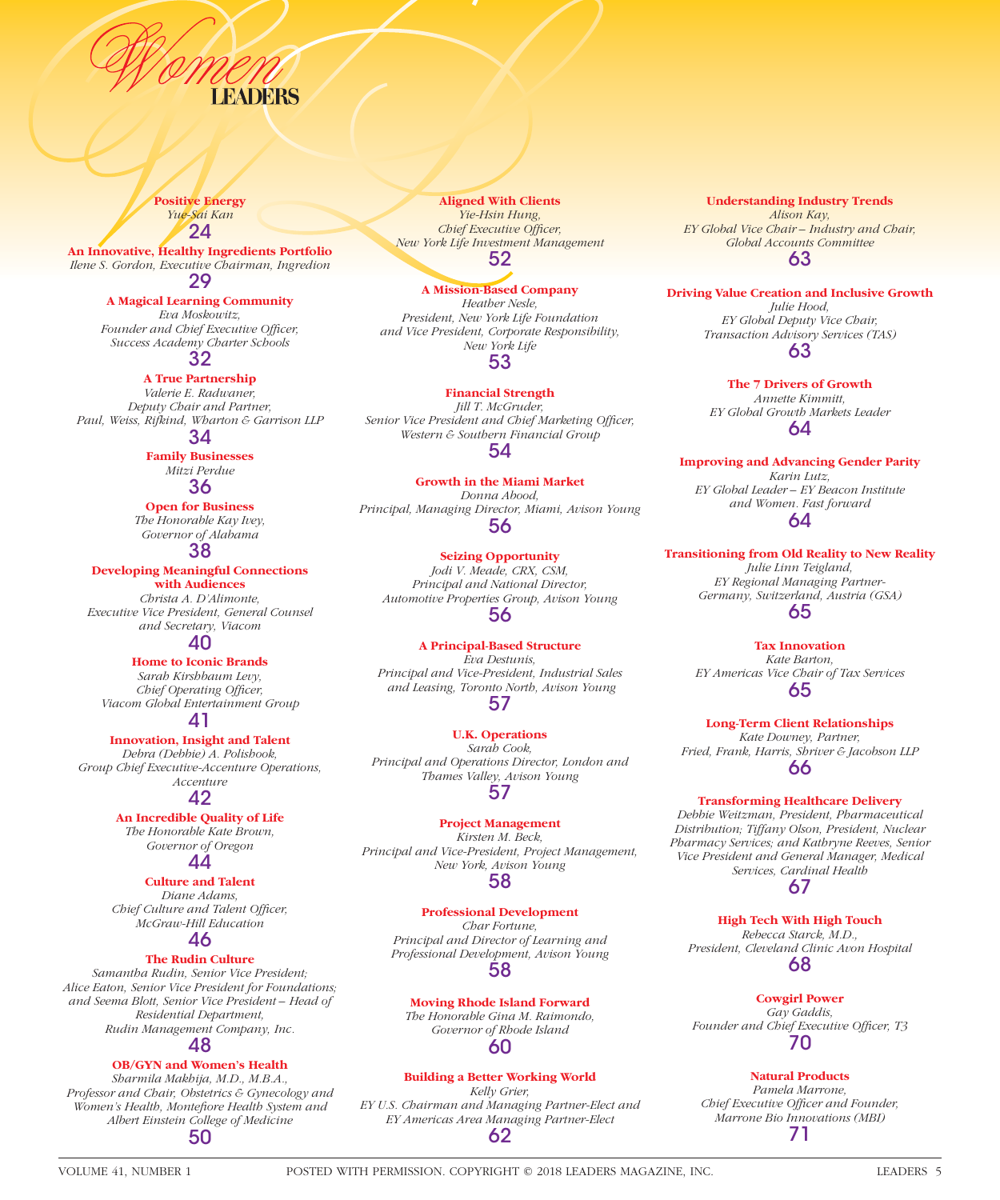# *Women* LEADERS

**Positive Energy**
*Yue-Sai Kan*
24

**An Innovative, Healthy Ingredients Portfolio**
*Ilene S. Gordon, Executive Chairman, Ingredion*
29

**A Magical Learning Community**
*Eva Moskowitz, Founder and Chief Executive Officer, Success Academy Charter Schools*
32

**A True Partnership**
*Valerie E. Radwaner, Deputy Chair and Partner, Paul, Weiss, Rifkind, Wharton & Garrison LLP*
34

**Family Businesses**
*Mitzi Perdue*
36

**Open for Business**
*The Honorable Kay Ivey, Governor of Alabama*
38

**Developing Meaningful Connections with Audiences**
*Christa A. D'Alimonte, Executive Vice President, General Counsel and Secretary, Viacom*
40

**Home to Iconic Brands**
*Sarah Kirshbaum Levy, Chief Operating Officer, Viacom Global Entertainment Group*
41

**Innovation, Insight and Talent**
*Debra (Debbie) A. Polishook, Group Chief Executive-Accenture Operations, Accenture*
42

**An Incredible Quality of Life**
*The Honorable Kate Brown, Governor of Oregon*
44

**Culture and Talent**
*Diane Adams, Chief Culture and Talent Officer, McGraw-Hill Education*
46

**The Rudin Culture**
*Samantha Rudin, Senior Vice President; Alice Eaton, Senior Vice President for Foundations; and Seema Blott, Senior Vice President – Head of Residential Department, Rudin Management Company, Inc.*
48

**OB/GYN and Women's Health**
*Sharmila Makhija, M.D., M.B.A., Professor and Chair, Obstetrics & Gynecology and Women's Health, Montefiore Health System and Albert Einstein College of Medicine*
50

**Aligned With Clients**
*Yie-Hsin Hung, Chief Executive Officer, New York Life Investment Management*
52

**A Mission-Based Company**
*Heather Nesle, President, New York Life Foundation and Vice President, Corporate Responsibility, New York Life*
53

**Financial Strength**
*Jill T. McGruder, Senior Vice President and Chief Marketing Officer, Western & Southern Financial Group*
54

**Growth in the Miami Market**
*Donna Abood, Principal, Managing Director, Miami, Avison Young*
56

**Seizing Opportunity**
*Jodi V. Meade, CRX, CSM, Principal and National Director, Automotive Properties Group, Avison Young*
56

**A Principal-Based Structure**
*Eva Destunis, Principal and Vice-President, Industrial Sales and Leasing, Toronto North, Avison Young*
57

**U.K. Operations**
*Sarah Cook, Principal and Operations Director, London and Thames Valley, Avison Young*
57

**Project Management**
*Kirsten M. Beck, Principal and Vice-President, Project Management, New York, Avison Young*
58

**Professional Development**
*Char Fortune, Principal and Director of Learning and Professional Development, Avison Young*
58

**Moving Rhode Island Forward**
*The Honorable Gina M. Raimondo, Governor of Rhode Island*
60

**Building a Better Working World**
*Kelly Grier, EY U.S. Chairman and Managing Partner-Elect and EY Americas Area Managing Partner-Elect*
62

**Understanding Industry Trends**
*Alison Kay, EY Global Vice Chair – Industry and Chair, Global Accounts Committee*
63

**Driving Value Creation and Inclusive Growth**
*Julie Hood, EY Global Deputy Vice Chair, Transaction Advisory Services (TAS)*
63

**The 7 Drivers of Growth**
*Annette Kimmitt, EY Global Growth Markets Leader*
64

**Improving and Advancing Gender Parity**
*Karin Lutz, EY Global Leader – EY Beacon Institute and Women. Fast forward*
64

**Transitioning from Old Reality to New Reality**
*Julie Linn Teigland, EY Regional Managing Partner-Germany, Switzerland, Austria (GSA)*
65

**Tax Innovation**
*Kate Barton, EY Americas Vice Chair of Tax Services*
65

**Long-Term Client Relationships**
*Kate Downey, Partner, Fried, Frank, Harris, Shriver & Jacobson LLP*
66

**Transforming Healthcare Delivery**
*Debbie Weitzman, President, Pharmaceutical Distribution; Tiffany Olson, President, Nuclear Pharmacy Services; and Kathryne Reeves, Senior Vice President and General Manager, Medical Services, Cardinal Health*
67

**High Tech With High Touch**
*Rebecca Starck, M.D., President, Cleveland Clinic Avon Hospital*
68

**Cowgirl Power**
*Gay Gaddis, Founder and Chief Executive Officer, T3*
70

**Natural Products**
*Pamela Marrone, Chief Executive Officer and Founder, Marrone Bio Innovations (MBI)*
71